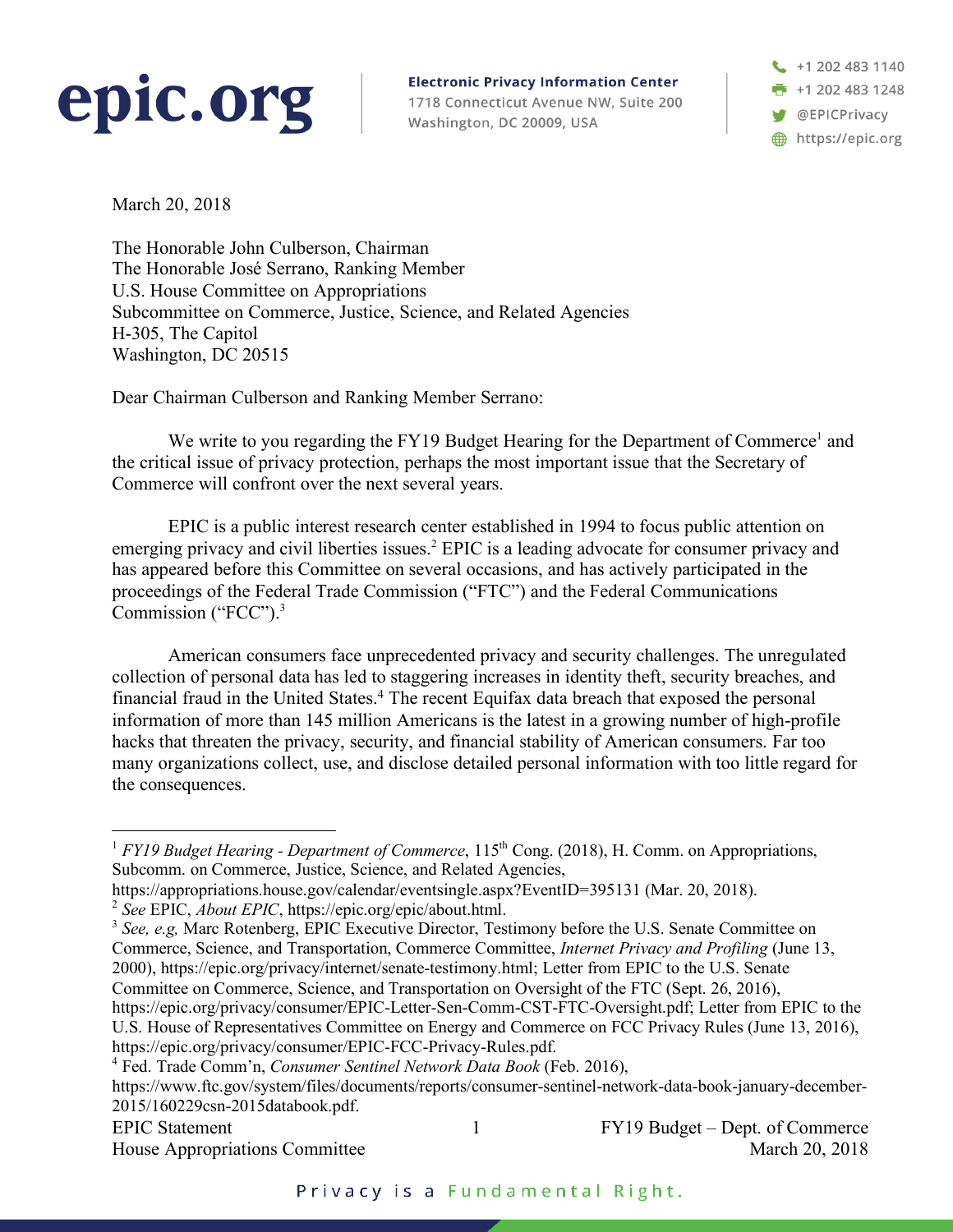**epic.org**

**Electronic Privacy Information Center**
1718 Connecticut Avenue NW, Suite 200
Washington, DC 20009, USA

+1 202 483 1140
+1 202 483 1248
@EPICPrivacy
https://epic.org

March 20, 2018

The Honorable John Culberson, Chairman
The Honorable José Serrano, Ranking Member
U.S. House Committee on Appropriations
Subcommittee on Commerce, Justice, Science, and Related Agencies
H-305, The Capitol
Washington, DC 20515

Dear Chairman Culberson and Ranking Member Serrano:

We write to you regarding the FY19 Budget Hearing for the Department of Commerce[1] and the critical issue of privacy protection, perhaps the most important issue that the Secretary of Commerce will confront over the next several years.

EPIC is a public interest research center established in 1994 to focus public attention on emerging privacy and civil liberties issues.[2] EPIC is a leading advocate for consumer privacy and has appeared before this Committee on several occasions, and has actively participated in the proceedings of the Federal Trade Commission ("FTC") and the Federal Communications Commission ("FCC").[3]

American consumers face unprecedented privacy and security challenges. The unregulated collection of personal data has led to staggering increases in identity theft, security breaches, and financial fraud in the United States.[4] The recent Equifax data breach that exposed the personal information of more than 145 million Americans is the latest in a growing number of high-profile hacks that threaten the privacy, security, and financial stability of American consumers. Far too many organizations collect, use, and disclose detailed personal information with too little regard for the consequences.

---

[1] *FY19 Budget Hearing - Department of Commerce*, 115th Cong. (2018), H. Comm. on Appropriations, Subcomm. on Commerce, Justice, Science, and Related Agencies, https://appropriations.house.gov/calendar/eventsingle.aspx?EventID=395131 (Mar. 20, 2018).

[2] *See* EPIC, *About EPIC*, https://epic.org/epic/about.html.

[3] *See, e.g,* Marc Rotenberg, EPIC Executive Director, Testimony before the U.S. Senate Committee on Commerce, Science, and Transportation, Commerce Committee, *Internet Privacy and Profiling* (June 13, 2000), https://epic.org/privacy/internet/senate-testimony.html; Letter from EPIC to the U.S. Senate Committee on Commerce, Science, and Transportation on Oversight of the FTC (Sept. 26, 2016), https://epic.org/privacy/consumer/EPIC-Letter-Sen-Comm-CST-FTC-Oversight.pdf; Letter from EPIC to the U.S. House of Representatives Committee on Energy and Commerce on FCC Privacy Rules (June 13, 2016), https://epic.org/privacy/consumer/EPIC-FCC-Privacy-Rules.pdf.

[4] Fed. Trade Comm'n, *Consumer Sentinel Network Data Book* (Feb. 2016), https://www.ftc.gov/system/files/documents/reports/consumer-sentinel-network-data-book-january-december-2015/160229csn-2015databook.pdf.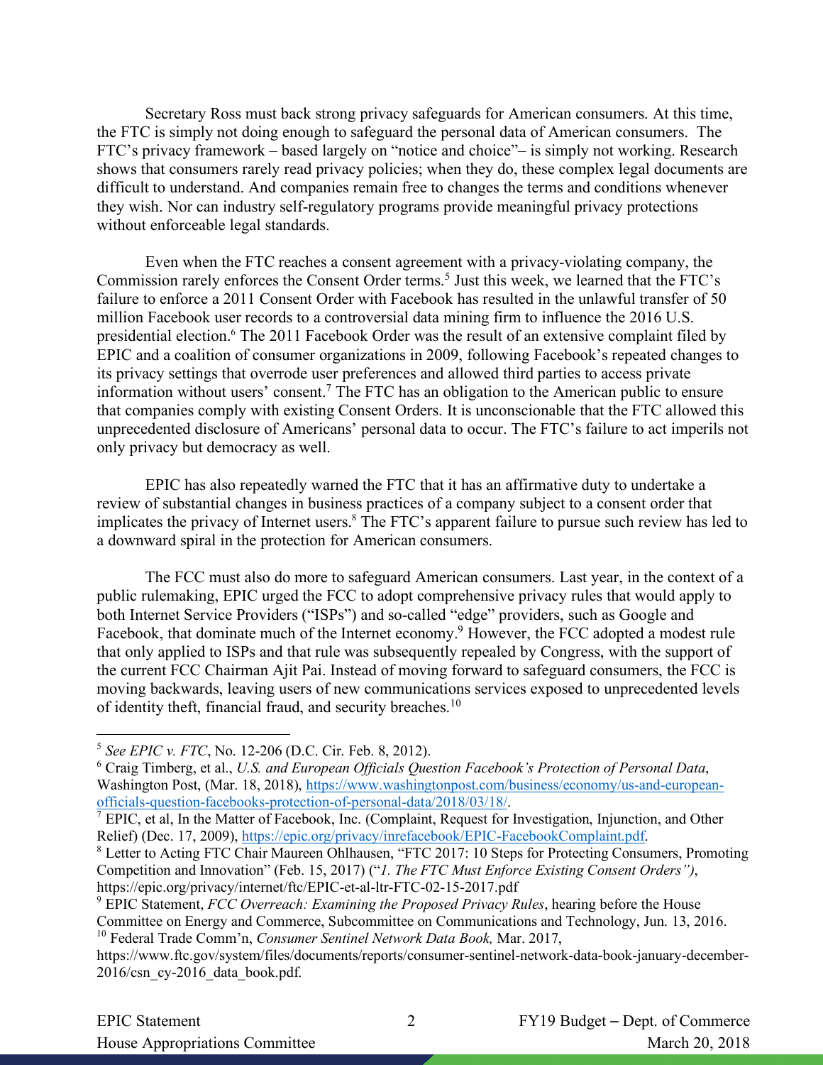Secretary Ross must back strong privacy safeguards for American consumers. At this time, the FTC is simply not doing enough to safeguard the personal data of American consumers. The FTC's privacy framework – based largely on "notice and choice"– is simply not working. Research shows that consumers rarely read privacy policies; when they do, these complex legal documents are difficult to understand. And companies remain free to changes the terms and conditions whenever they wish. Nor can industry self-regulatory programs provide meaningful privacy protections without enforceable legal standards.

Even when the FTC reaches a consent agreement with a privacy-violating company, the Commission rarely enforces the Consent Order terms.[5] Just this week, we learned that the FTC's failure to enforce a 2011 Consent Order with Facebook has resulted in the unlawful transfer of 50 million Facebook user records to a controversial data mining firm to influence the 2016 U.S. presidential election.[6] The 2011 Facebook Order was the result of an extensive complaint filed by EPIC and a coalition of consumer organizations in 2009, following Facebook's repeated changes to its privacy settings that overrode user preferences and allowed third parties to access private information without users' consent.[7] The FTC has an obligation to the American public to ensure that companies comply with existing Consent Orders. It is unconscionable that the FTC allowed this unprecedented disclosure of Americans' personal data to occur. The FTC's failure to act imperils not only privacy but democracy as well.

EPIC has also repeatedly warned the FTC that it has an affirmative duty to undertake a review of substantial changes in business practices of a company subject to a consent order that implicates the privacy of Internet users.[8] The FTC's apparent failure to pursue such review has led to a downward spiral in the protection for American consumers.

The FCC must also do more to safeguard American consumers. Last year, in the context of a public rulemaking, EPIC urged the FCC to adopt comprehensive privacy rules that would apply to both Internet Service Providers ("ISPs") and so-called "edge" providers, such as Google and Facebook, that dominate much of the Internet economy.[9] However, the FCC adopted a modest rule that only applied to ISPs and that rule was subsequently repealed by Congress, with the support of the current FCC Chairman Ajit Pai. Instead of moving forward to safeguard consumers, the FCC is moving backwards, leaving users of new communications services exposed to unprecedented levels of identity theft, financial fraud, and security breaches.[10]

---

[5] *See EPIC v. FTC*, No. 12-206 (D.C. Cir. Feb. 8, 2012).

[6] Craig Timberg, et al., *U.S. and European Officials Question Facebook's Protection of Personal Data*, Washington Post, (Mar. 18, 2018), https://www.washingtonpost.com/business/economy/us-and-european-officials-question-facebooks-protection-of-personal-data/2018/03/18/.

[7] EPIC, et al, In the Matter of Facebook, Inc. (Complaint, Request for Investigation, Injunction, and Other Relief) (Dec. 17, 2009), https://epic.org/privacy/inrefacebook/EPIC-FacebookComplaint.pdf.

[8] Letter to Acting FTC Chair Maureen Ohlhausen, "FTC 2017: 10 Steps for Protecting Consumers, Promoting Competition and Innovation" (Feb. 15, 2017) ("*1. The FTC Must Enforce Existing Consent Orders")*, https://epic.org/privacy/internet/ftc/EPIC-et-al-ltr-FTC-02-15-2017.pdf

[9] EPIC Statement, *FCC Overreach: Examining the Proposed Privacy Rules*, hearing before the House Committee on Energy and Commerce, Subcommittee on Communications and Technology, Jun. 13, 2016.

[10] Federal Trade Comm'n, *Consumer Sentinel Network Data Book,* Mar. 2017, https://www.ftc.gov/system/files/documents/reports/consumer-sentinel-network-data-book-january-december-2016/csn_cy-2016_data_book.pdf.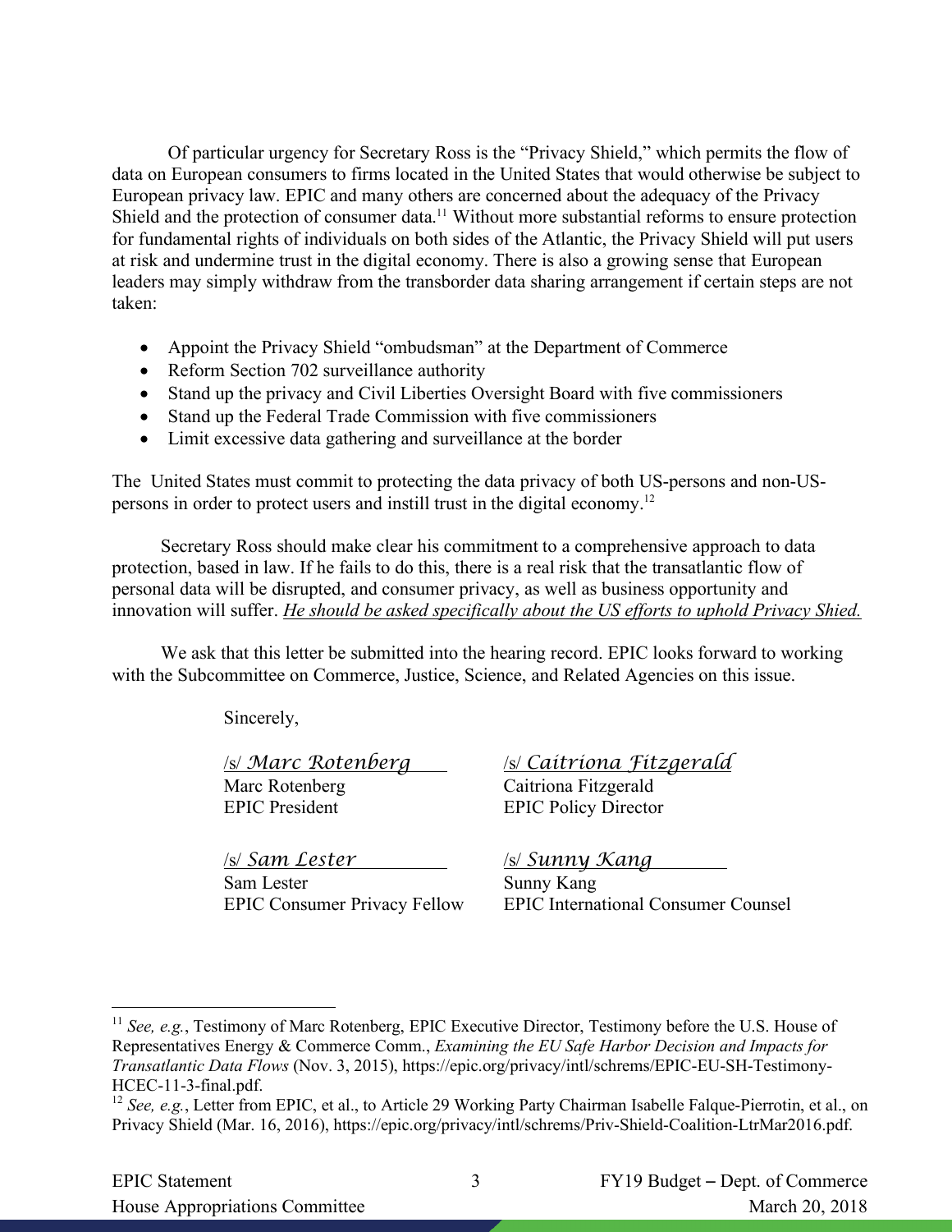Of particular urgency for Secretary Ross is the "Privacy Shield," which permits the flow of data on European consumers to firms located in the United States that would otherwise be subject to European privacy law. EPIC and many others are concerned about the adequacy of the Privacy Shield and the protection of consumer data.[11] Without more substantial reforms to ensure protection for fundamental rights of individuals on both sides of the Atlantic, the Privacy Shield will put users at risk and undermine trust in the digital economy. There is also a growing sense that European leaders may simply withdraw from the transborder data sharing arrangement if certain steps are not taken:

- Appoint the Privacy Shield "ombudsman" at the Department of Commerce
- Reform Section 702 surveillance authority
- Stand up the privacy and Civil Liberties Oversight Board with five commissioners
- Stand up the Federal Trade Commission with five commissioners
- Limit excessive data gathering and surveillance at the border

The United States must commit to protecting the data privacy of both US-persons and non-US-persons in order to protect users and instill trust in the digital economy.[12]

Secretary Ross should make clear his commitment to a comprehensive approach to data protection, based in law. If he fails to do this, there is a real risk that the transatlantic flow of personal data will be disrupted, and consumer privacy, as well as business opportunity and innovation will suffer. *He should be asked specifically about the US efforts to uphold Privacy Shied.*

We ask that this letter be submitted into the hearing record. EPIC looks forward to working with the Subcommittee on Commerce, Justice, Science, and Related Agencies on this issue.

Sincerely,

/s/ *Marc Rotenberg*
Marc Rotenberg
EPIC President

/s/ *Caitriona Fitzgerald*
Caitriona Fitzgerald
EPIC Policy Director

/s/ *Sam Lester*
Sam Lester
EPIC Consumer Privacy Fellow

/s/ *Sunny Kang*
Sunny Kang
EPIC International Consumer Counsel

---

[11] *See, e.g.*, Testimony of Marc Rotenberg, EPIC Executive Director, Testimony before the U.S. House of Representatives Energy & Commerce Comm., *Examining the EU Safe Harbor Decision and Impacts for Transatlantic Data Flows* (Nov. 3, 2015), https://epic.org/privacy/intl/schrems/EPIC-EU-SH-Testimony-HCEC-11-3-final.pdf.

[12] *See, e.g.*, Letter from EPIC, et al., to Article 29 Working Party Chairman Isabelle Falque-Pierrotin, et al., on Privacy Shield (Mar. 16, 2016), https://epic.org/privacy/intl/schrems/Priv-Shield-Coalition-LtrMar2016.pdf.